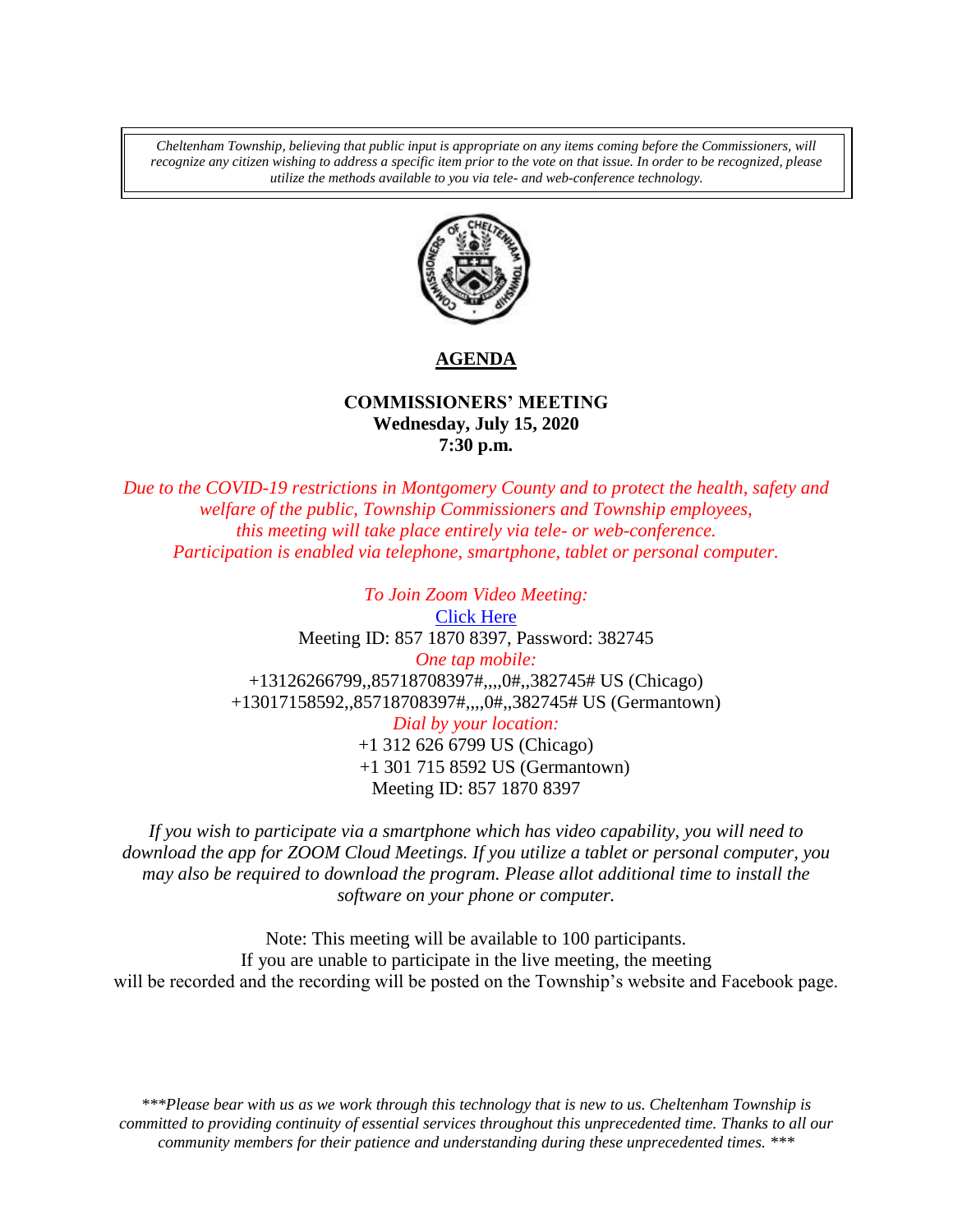*Cheltenham Township, believing that public input is appropriate on any items coming before the Commissioners, will recognize any citizen wishing to address a specific item prior to the vote on that issue. In order to be recognized, please utilize the methods available to you via tele- and web-conference technology.*

# AGENDA

**COMMISSIONERS' MEETING**
**Wednesday, July 15, 2020**
**7:30 p.m.**

*Due to the COVID-19 restrictions in Montgomery County and to protect the health, safety and welfare of the public, Township Commissioners and Township employees, this meeting will take place entirely via tele- or web-conference. Participation is enabled via telephone, smartphone, tablet or personal computer.*

*To Join Zoom Video Meeting:*
Click Here
Meeting ID: 857 1870 8397, Password: 382745
*One tap mobile:*
+13126266799,,85718708397#,,,,0#,,382745# US (Chicago)
+13017158592,,85718708397#,,,,0#,,382745# US (Germantown)
*Dial by your location:*
+1 312 626 6799 US (Chicago)
+1 301 715 8592 US (Germantown)
Meeting ID: 857 1870 8397

*If you wish to participate via a smartphone which has video capability, you will need to download the app for ZOOM Cloud Meetings. If you utilize a tablet or personal computer, you may also be required to download the program. Please allot additional time to install the software on your phone or computer.*

Note: This meeting will be available to 100 participants.
If you are unable to participate in the live meeting, the meeting will be recorded and the recording will be posted on the Township's website and Facebook page.

*\*\*\*Please bear with us as we work through this technology that is new to us. Cheltenham Township is committed to providing continuity of essential services throughout this unprecedented time. Thanks to all our community members for their patience and understanding during these unprecedented times. \*\*\**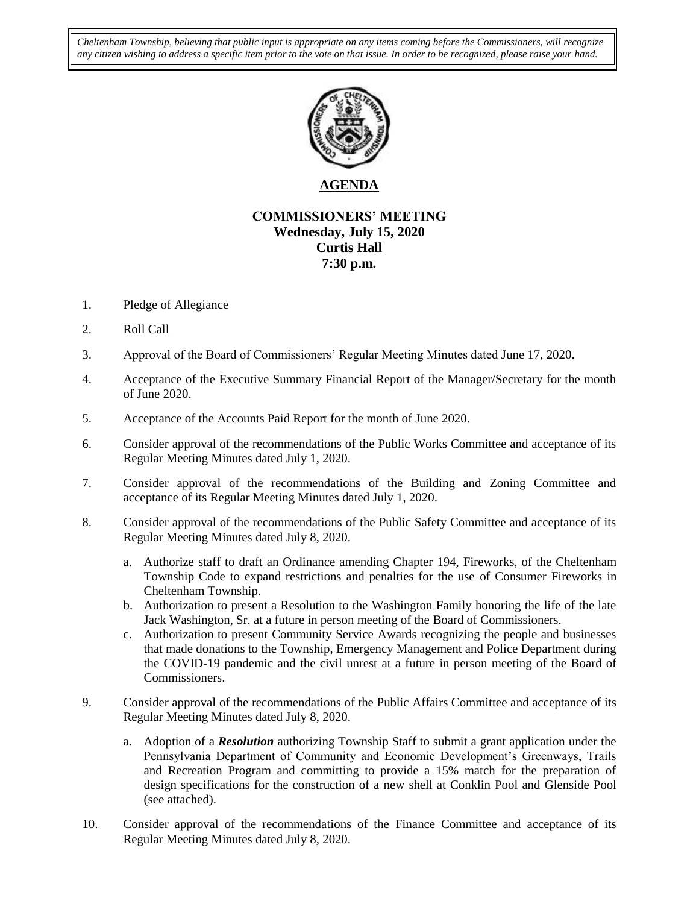*Cheltenham Township, believing that public input is appropriate on any items coming before the Commissioners, will recognize any citizen wishing to address a specific item prior to the vote on that issue. In order to be recognized, please raise your hand.*

# **AGENDA**

## COMMISSIONERS' MEETING
## Wednesday, July 15, 2020
## Curtis Hall
## 7:30 p.m.

1. Pledge of Allegiance

2. Roll Call

3. Approval of the Board of Commissioners' Regular Meeting Minutes dated June 17, 2020.

4. Acceptance of the Executive Summary Financial Report of the Manager/Secretary for the month of June 2020.

5. Acceptance of the Accounts Paid Report for the month of June 2020.

6. Consider approval of the recommendations of the Public Works Committee and acceptance of its Regular Meeting Minutes dated July 1, 2020.

7. Consider approval of the recommendations of the Building and Zoning Committee and acceptance of its Regular Meeting Minutes dated July 1, 2020.

8. Consider approval of the recommendations of the Public Safety Committee and acceptance of its Regular Meeting Minutes dated July 8, 2020.

   a. Authorize staff to draft an Ordinance amending Chapter 194, Fireworks, of the Cheltenham Township Code to expand restrictions and penalties for the use of Consumer Fireworks in Cheltenham Township.

   b. Authorization to present a Resolution to the Washington Family honoring the life of the late Jack Washington, Sr. at a future in person meeting of the Board of Commissioners.

   c. Authorization to present Community Service Awards recognizing the people and businesses that made donations to the Township, Emergency Management and Police Department during the COVID-19 pandemic and the civil unrest at a future in person meeting of the Board of Commissioners.

9. Consider approval of the recommendations of the Public Affairs Committee and acceptance of its Regular Meeting Minutes dated July 8, 2020.

   a. Adoption of a ***Resolution*** authorizing Township Staff to submit a grant application under the Pennsylvania Department of Community and Economic Development's Greenways, Trails and Recreation Program and committing to provide a 15% match for the preparation of design specifications for the construction of a new shell at Conklin Pool and Glenside Pool (see attached).

10. Consider approval of the recommendations of the Finance Committee and acceptance of its Regular Meeting Minutes dated July 8, 2020.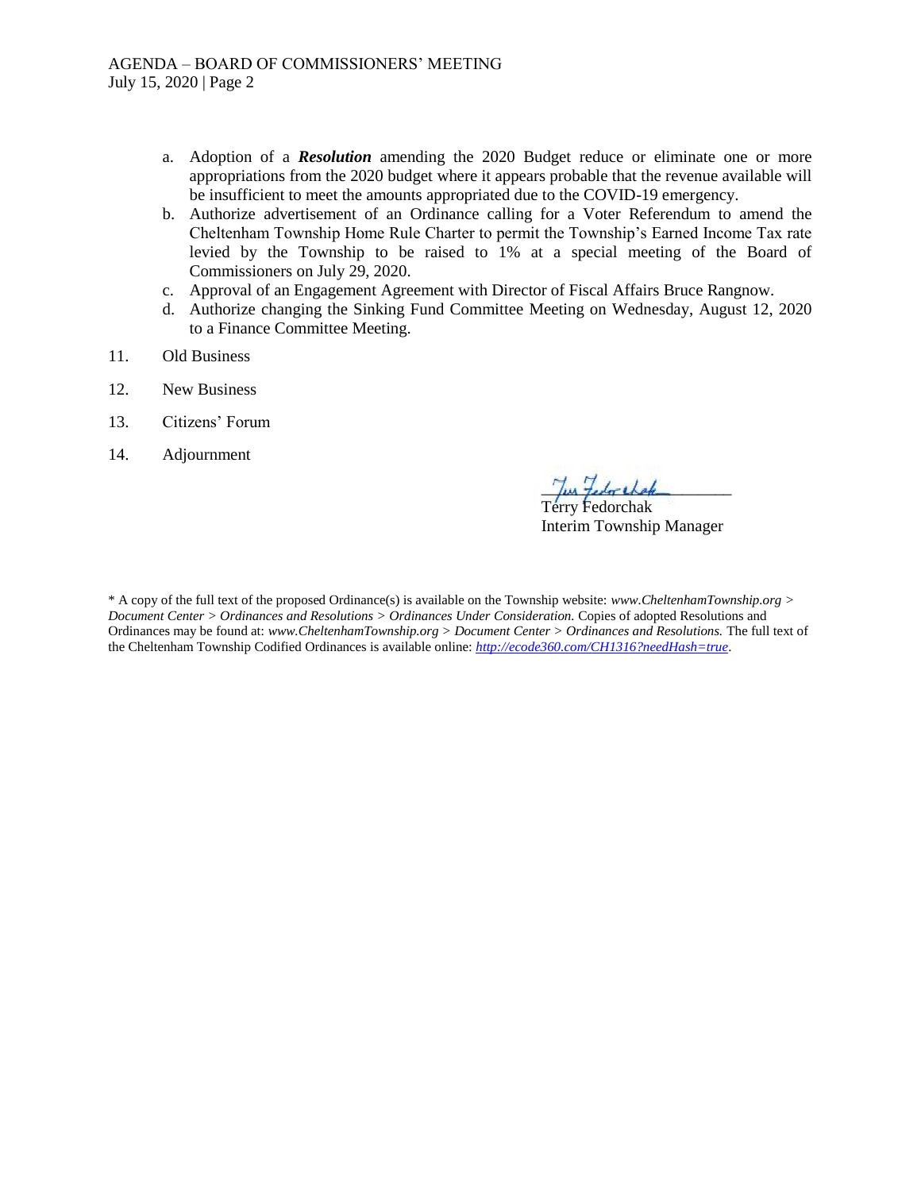a. Adoption of a ***Resolution*** amending the 2020 Budget reduce or eliminate one or more appropriations from the 2020 budget where it appears probable that the revenue available will be insufficient to meet the amounts appropriated due to the COVID-19 emergency.
b. Authorize advertisement of an Ordinance calling for a Voter Referendum to amend the Cheltenham Township Home Rule Charter to permit the Township's Earned Income Tax rate levied by the Township to be raised to 1% at a special meeting of the Board of Commissioners on July 29, 2020.
c. Approval of an Engagement Agreement with Director of Fiscal Affairs Bruce Rangnow.
d. Authorize changing the Sinking Fund Committee Meeting on Wednesday, August 12, 2020 to a Finance Committee Meeting.

11. Old Business

12. New Business

13. Citizens' Forum

14. Adjournment

Terry Fedorchak
Interim Township Manager

\* A copy of the full text of the proposed Ordinance(s) is available on the Township website: *www.CheltenhamTownship.org > Document Center > Ordinances and Resolutions > Ordinances Under Consideration.* Copies of adopted Resolutions and Ordinances may be found at: *www.CheltenhamTownship.org > Document Center > Ordinances and Resolutions.* The full text of the Cheltenham Township Codified Ordinances is available online: *http://ecode360.com/CH1316?needHash=true*.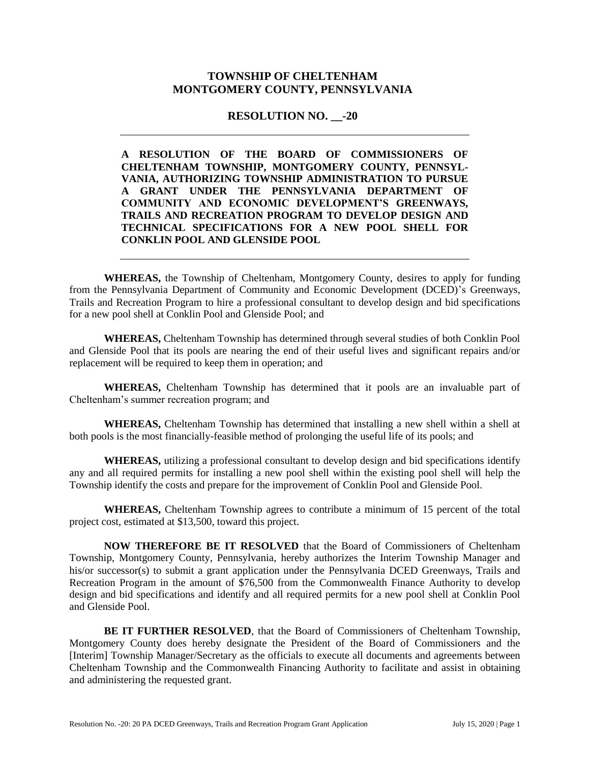**TOWNSHIP OF CHELTENHAM**
**MONTGOMERY COUNTY, PENNSYLVANIA**

**RESOLUTION NO. __-20**

---

**A RESOLUTION OF THE BOARD OF COMMISSIONERS OF CHELTENHAM TOWNSHIP, MONTGOMERY COUNTY, PENNSYL-VANIA, AUTHORIZING TOWNSHIP ADMINISTRATION TO PURSUE A GRANT UNDER THE PENNSYLVANIA DEPARTMENT OF COMMUNITY AND ECONOMIC DEVELOPMENT'S GREENWAYS, TRAILS AND RECREATION PROGRAM TO DEVELOP DESIGN AND TECHNICAL SPECIFICATIONS FOR A NEW POOL SHELL FOR CONKLIN POOL AND GLENSIDE POOL**

---

**WHEREAS,** the Township of Cheltenham, Montgomery County, desires to apply for funding from the Pennsylvania Department of Community and Economic Development (DCED)'s Greenways, Trails and Recreation Program to hire a professional consultant to develop design and bid specifications for a new pool shell at Conklin Pool and Glenside Pool; and

**WHEREAS,** Cheltenham Township has determined through several studies of both Conklin Pool and Glenside Pool that its pools are nearing the end of their useful lives and significant repairs and/or replacement will be required to keep them in operation; and

**WHEREAS,** Cheltenham Township has determined that it pools are an invaluable part of Cheltenham's summer recreation program; and

**WHEREAS,** Cheltenham Township has determined that installing a new shell within a shell at both pools is the most financially-feasible method of prolonging the useful life of its pools; and

**WHEREAS,** utilizing a professional consultant to develop design and bid specifications identify any and all required permits for installing a new pool shell within the existing pool shell will help the Township identify the costs and prepare for the improvement of Conklin Pool and Glenside Pool.

**WHEREAS,** Cheltenham Township agrees to contribute a minimum of 15 percent of the total project cost, estimated at $13,500, toward this project.

**NOW THEREFORE BE IT RESOLVED** that the Board of Commissioners of Cheltenham Township, Montgomery County, Pennsylvania, hereby authorizes the Interim Township Manager and his/or successor(s) to submit a grant application under the Pennsylvania DCED Greenways, Trails and Recreation Program in the amount of $76,500 from the Commonwealth Finance Authority to develop design and bid specifications and identify and all required permits for a new pool shell at Conklin Pool and Glenside Pool.

**BE IT FURTHER RESOLVED**, that the Board of Commissioners of Cheltenham Township, Montgomery County does hereby designate the President of the Board of Commissioners and the [Interim] Township Manager/Secretary as the officials to execute all documents and agreements between Cheltenham Township and the Commonwealth Financing Authority to facilitate and assist in obtaining and administering the requested grant.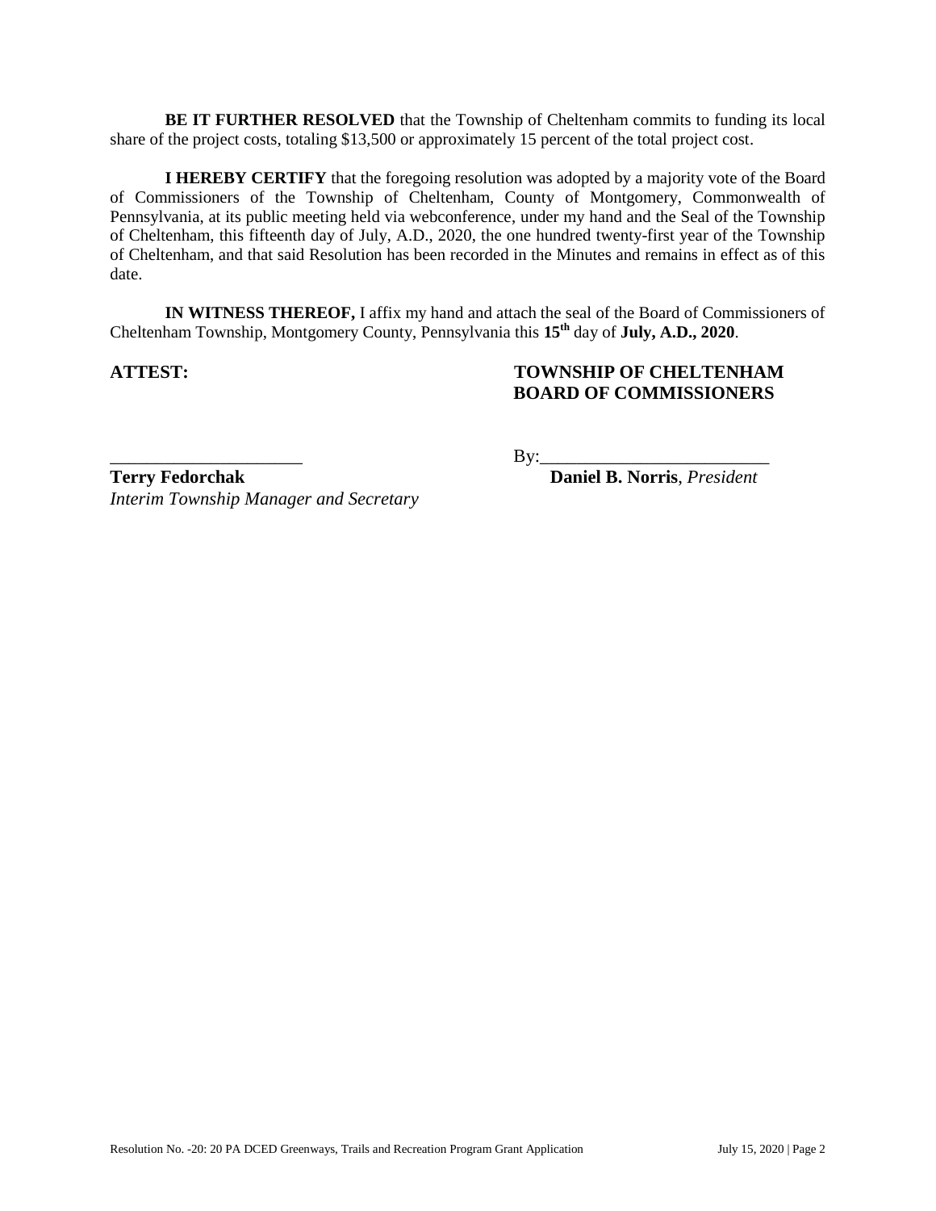**BE IT FURTHER RESOLVED** that the Township of Cheltenham commits to funding its local share of the project costs, totaling $13,500 or approximately 15 percent of the total project cost.

**I HEREBY CERTIFY** that the foregoing resolution was adopted by a majority vote of the Board of Commissioners of the Township of Cheltenham, County of Montgomery, Commonwealth of Pennsylvania, at its public meeting held via webconference, under my hand and the Seal of the Township of Cheltenham, this fifteenth day of July, A.D., 2020, the one hundred twenty-first year of the Township of Cheltenham, and that said Resolution has been recorded in the Minutes and remains in effect as of this date.

**IN WITNESS THEREOF,** I affix my hand and attach the seal of the Board of Commissioners of Cheltenham Township, Montgomery County, Pennsylvania this **15th** day of **July, A.D., 2020**.

**ATTEST:**

**TOWNSHIP OF CHELTENHAM BOARD OF COMMISSIONERS**

_____________________

**Terry Fedorchak**
*Interim Township Manager and Secretary*

By:_________________________

**Daniel B. Norris**, *President*